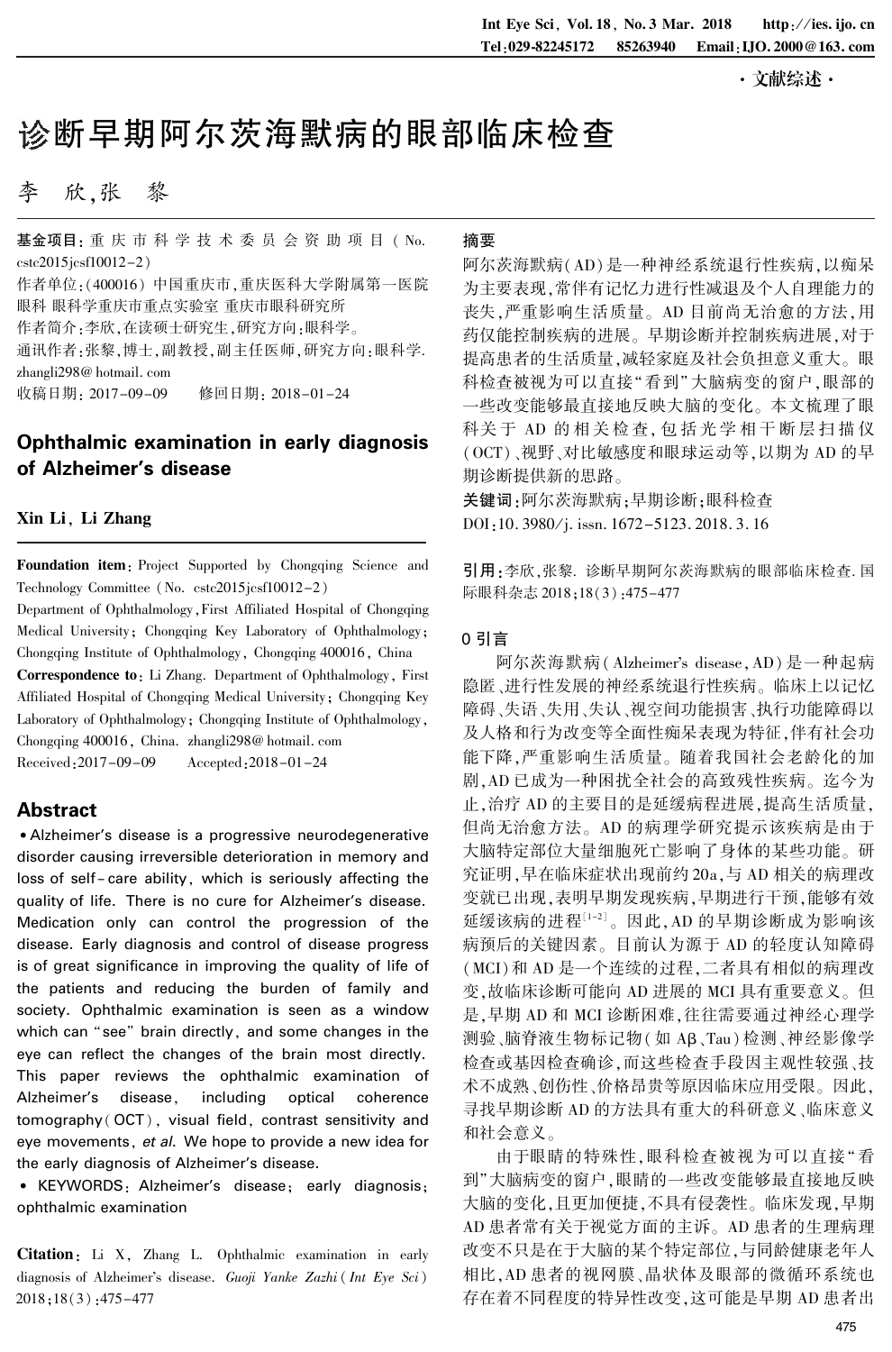· 文献综述 ·

# 诊断早期阿尔茨海默病的眼部临床检查

李　欣，张　黎

**基金项目**：重庆市科学技术委员会资助项目（No. cstc2015jcsf10012-2）

作者单位：（400016）中国重庆市，重庆医科大学附属第一医院眼科 眼科学重庆市重点实验室 重庆市眼科研究所

作者简介：李欣，在读硕士研究生，研究方向：眼科学。

通讯作者：张黎，博士，副教授，副主任医师，研究方向：眼科学. zhangli298@hotmail.com

收稿日期：2017-09-09　　修回日期：2018-01-24

## 摘要

阿尔茨海默病（AD）是一种神经系统退行性疾病，以痴呆为主要表现，常伴有记忆力进行性减退及个人自理能力的丧失，严重影响生活质量。AD 目前尚无治愈的方法，用药仅能控制疾病的进展。早期诊断并控制疾病进展，对于提高患者的生活质量，减轻家庭及社会负担意义重大。眼科检查被视为可以直接"看到"大脑病变的窗户，眼部的一些改变能够最直接地反映大脑的变化。本文梳理了眼科关于 AD 的相关检查，包括光学相干断层扫描仪（OCT）、视野、对比敏感度和眼球运动等，以期为 AD 的早期诊断提供新的思路。

**关键词**：阿尔茨海默病；早期诊断；眼科检查

DOI：10.3980/j.issn.1672-5123.2018.3.16

**引用**：李欣，张黎. 诊断早期阿尔茨海默病的眼部临床检查. 国际眼科杂志 2018；18（3）：475-477

# Ophthalmic examination in early diagnosis of Alzheimer's disease

**Xin Li, Li Zhang**

**Foundation item**: Project Supported by Chongqing Science and Technology Committee (No. cstc2015jcsf10012-2)

Department of Ophthalmology, First Affiliated Hospital of Chongqing Medical University; Chongqing Key Laboratory of Ophthalmology; Chongqing Institute of Ophthalmology, Chongqing 400016, China

**Correspondence to**: Li Zhang. Department of Ophthalmology, First Affiliated Hospital of Chongqing Medical University; Chongqing Key Laboratory of Ophthalmology; Chongqing Institute of Ophthalmology, Chongqing 400016, China. zhangli298@hotmail.com

Received: 2017-09-09　　Accepted: 2018-01-24

## Abstract

• Alzheimer's disease is a progressive neurodegenerative disorder causing irreversible deterioration in memory and loss of self-care ability, which is seriously affecting the quality of life. There is no cure for Alzheimer's disease. Medication only can control the progression of the disease. Early diagnosis and control of disease progress is of great significance in improving the quality of life of the patients and reducing the burden of family and society. Ophthalmic examination is seen as a window which can "see" brain directly, and some changes in the eye can reflect the changes of the brain most directly. This paper reviews the ophthalmic examination of Alzheimer's disease, including optical coherence tomography (OCT), visual field, contrast sensitivity and eye movements, *et al*. We hope to provide a new idea for the early diagnosis of Alzheimer's disease.

• KEYWORDS: Alzheimer's disease; early diagnosis; ophthalmic examination

**Citation**: Li X, Zhang L. Ophthalmic examination in early diagnosis of Alzheimer's disease. *Guoji Yanke Zazhi* (*Int Eye Sci*) 2018; 18(3): 475-477

## 0 引言

阿尔茨海默病（Alzheimer's disease，AD）是一种起病隐匿、进行性发展的神经系统退行性疾病。临床上以记忆障碍、失语、失用、失认、视空间功能损害、执行功能障碍以及人格和行为改变等全面性痴呆表现为特征，伴有社会功能下降，严重影响生活质量。随着我国社会老龄化的加剧，AD 已成为一种困扰全社会的高致残性疾病。迄今为止，治疗 AD 的主要目的是延缓病程进展，提高生活质量，但尚无治愈方法。AD 的病理学研究提示该疾病是由于大脑特定部位大量细胞死亡影响了身体的某些功能。研究证明，早在临床症状出现前约 20a，与 AD 相关的病理改变就已出现，表明早期发现疾病，早期进行干预，能够有效延缓该病的进程[1-2]。因此，AD 的早期诊断成为影响该病预后的关键因素。目前认为源于 AD 的轻度认知障碍（MCI）和 AD 是一个连续的过程，二者具有相似的病理改变，故临床诊断可能向 AD 进展的 MCI 具有重要意义。但是，早期 AD 和 MCI 诊断困难，往往需要通过神经心理学测验、脑脊液生物标记物（如 Aβ、Tau）检测、神经影像学检查或基因检查确诊，而这些检查手段因主观性较强、技术不成熟、创伤性、价格昂贵等原因临床应用受限。因此，寻找早期诊断 AD 的方法具有重大的科研意义、临床意义和社会意义。

由于眼睛的特殊性，眼科检查被视为可以直接"看到"大脑病变的窗户，眼睛的一些改变能够最直接地反映大脑的变化，且更加便捷，不具有侵袭性。临床发现，早期 AD 患者常有关于视觉方面的主诉。AD 患者的生理病理改变不只是在于大脑的某个特定部位，与同龄健康老年人相比，AD 患者的视网膜、晶状体及眼部的微循环系统也存在着不同程度的特异性改变，这可能是早期 AD 患者出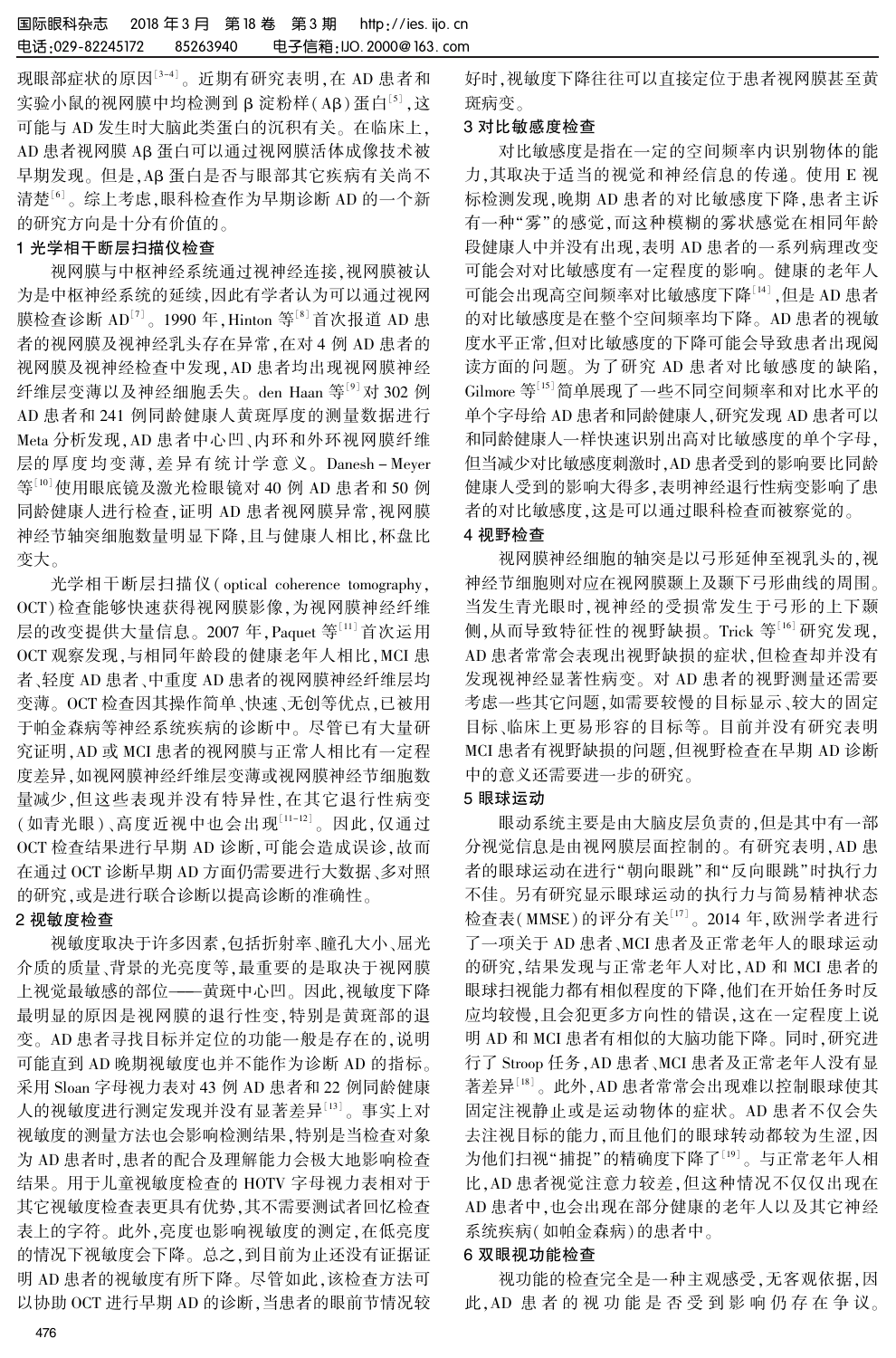现眼部症状的原因[3-4]。近期有研究表明，在 AD 患者和实验小鼠的视网膜中均检测到 β 淀粉样(Aβ)蛋白[5]，这可能与 AD 发生时大脑此类蛋白的沉积有关。在临床上，AD 患者视网膜 Aβ 蛋白可以通过视网膜活体成像技术被早期发现。但是，Aβ 蛋白是否与眼部其它疾病有关尚不清楚[6]。综上考虑，眼科检查作为早期诊断 AD 的一个新的研究方向是十分有价值的。

## 1 光学相干断层扫描仪检查

视网膜与中枢神经系统通过视神经连接，视网膜被认为是中枢神经系统的延续，因此有学者认为可以通过视网膜检查诊断 AD[7]。1990 年，Hinton 等[8]首次报道 AD 患者的视网膜及视神经乳头存在异常，在对 4 例 AD 患者的视网膜及视神经检查中发现，AD 患者均出现视网膜神经纤维层变薄以及神经细胞丢失。den Haan 等[9]对 302 例 AD 患者和 241 例同龄健康人黄斑厚度的测量数据进行 Meta 分析发现，AD 患者中心凹、内环和外环视网膜神经纤维层的厚度均变薄，差异有统计学意义。Danesh-Meyer 等[10]使用眼底镜及激光检眼镜对 40 例 AD 患者和 50 例同龄健康人进行检查，证明 AD 患者视网膜异常，视网膜神经节轴突细胞数量明显下降，且与健康人相比，杯盘比变大。

光学相干断层扫描仪(optical coherence tomography, OCT)检查能够快速获得视网膜影像，为视网膜神经纤维层的改变提供大量信息。2007 年，Paquet 等[11]首次运用 OCT 观察发现，与相同年龄段的健康老年人相比，MCI 患者、轻度 AD 患者、中重度 AD 患者的视网膜神经纤维层均变薄。OCT 检查因其操作简单、快速、无创等优点，已被用于帕金森病等神经系统疾病的诊断中。尽管已有大量研究证明，AD 或 MCI 患者的视网膜与正常人相比有一定程度差异，如视网膜神经纤维层变薄或视网膜神经节细胞数量减少，但这些表现并没有特异性，在其它退行性病变(如青光眼)、高度近视中也会出现[11-12]。因此，仅通过 OCT 检查结果进行早期 AD 诊断，可能会造成误诊，故而在通过 OCT 诊断早期 AD 方面仍需要进行大数据、多对照的研究，或是进行联合诊断以提高诊断的准确性。

## 2 视敏度检查

视敏度取决于许多因素，包括折射率、瞳孔大小、屈光介质的质量、背景的光亮度等，最重要的是取决于视网膜上视觉最敏感的部位——黄斑中心凹。因此，视敏度下降最明显的原因是视网膜的退行性变，特别是黄斑部的退变。AD 患者寻找目标并定位的功能一般是存在的，说明可能直到 AD 晚期视敏度也并不能作为诊断 AD 的指标。采用 Sloan 字母视力表对 43 例 AD 患者和 22 例同龄健康人的视敏度进行测定发现并没有显著差异[13]。事实上对视敏度的测量方法也会影响检测结果，特别是当检查对象为 AD 患者时，患者的配合及理解能力会极大地影响检查结果。用于儿童视敏度检查的 HOTV 字母视力表相对于其它视敏度检查表更具有优势，其不需要测试者回忆检查表上的字符。此外，亮度也影响视敏度的测定，在低亮度的情况下视敏度会下降。总之，到目前为止还没有证据证明 AD 患者的视敏度有所下降。尽管如此，该检查方法可以协助 OCT 进行早期 AD 的诊断，当患者的眼前节情况较好时，视敏度下降往往可以直接定位于患者视网膜甚至黄斑病变。

## 3 对比敏感度检查

对比敏感度是指在一定的空间频率内识别物体的能力，其取决于适当的视觉和神经信息的传递。使用 E 视标检测发现，晚期 AD 患者的对比敏感度下降，患者主诉有一种"雾"的感觉，而这种模糊的雾状感觉在相同年龄段健康人中并没有出现，表明 AD 患者的一系列病理改变可能会对对比敏感度有一定程度的影响。健康的老年人可能会出现高空间频率对比敏感度下降[14]，但是 AD 患者的对比敏感度是在整个空间频率均下降。AD 患者的视敏度水平正常，但对比敏感度的下降可能会导致患者出现阅读方面的问题。为了研究 AD 患者对比敏感度的缺陷，Gilmore 等[15]简单展现了一些不同空间频率和对比水平的单个字母给 AD 患者和同龄健康人，研究发现 AD 患者可以和同龄健康人一样快速识别出高对比敏感度的单个字母，但当减少对比敏感度刺激时，AD 患者受到的影响要比同龄健康人受到的影响大得多，表明神经退行性病变影响了患者的对比敏感度，这是可以通过眼科检查而被察觉的。

## 4 视野检查

视网膜神经细胞的轴突是以弓形延伸至视乳头的，视神经节细胞则对应在视网膜颞上及颞下弓形曲线的周围。当发生青光眼时，视神经的受损常发生于弓形的上下颞侧，从而导致特征性的视野缺损。Trick 等[16]研究发现，AD 患者常常会表现出视野缺损的症状，但检查却并没有发现视神经显著性病变。对 AD 患者的视野测量还需要考虑一些其它问题，如需要较慢的目标显示、较大的固定目标、临床上更易形容的目标等。目前并没有研究表明 MCI 患者有视野缺损的问题，但视野检查在早期 AD 诊断中的意义还需要进一步的研究。

## 5 眼球运动

眼动系统主要是由大脑皮层负责的，但是其中有一部分视觉信息是由视网膜层面控制的。有研究表明，AD 患者的眼球运动在进行"朝向眼跳"和"反向眼跳"时执行力不佳。另有研究显示眼球运动的执行力与简易精神状态检查表(MMSE)的评分有关[17]。2014 年，欧洲学者进行了一项关于 AD 患者、MCI 患者及正常老年人的眼球运动的研究，结果发现与正常老年人对比，AD 和 MCI 患者的眼球扫视能力都有相似程度的下降，他们在开始任务时反应均较慢，且会犯更多方向性的错误，这在一定程度上说明 AD 和 MCI 患者有相似的大脑功能下降。同时，研究进行了 Stroop 任务，AD 患者、MCI 患者及正常老年人没有显著差异[18]。此外，AD 患者常常会出现难以控制眼球使其固定注视静止或是运动物体的症状。AD 患者不仅会失去注视目标的能力，而且他们的眼球转动都较为生涩，因为他们扫视"捕捉"的精确度下降了[19]。与正常老年人相比，AD 患者视觉注意力较差，但这种情况不仅仅出现在 AD 患者中，也会出现在部分健康的老年人以及其它神经系统疾病(如帕金森病)的患者中。

## 6 双眼视功能检查

视功能的检查完全是一种主观感受，无客观依据，因此，AD 患者的视功能是否受到影响仍存在争议。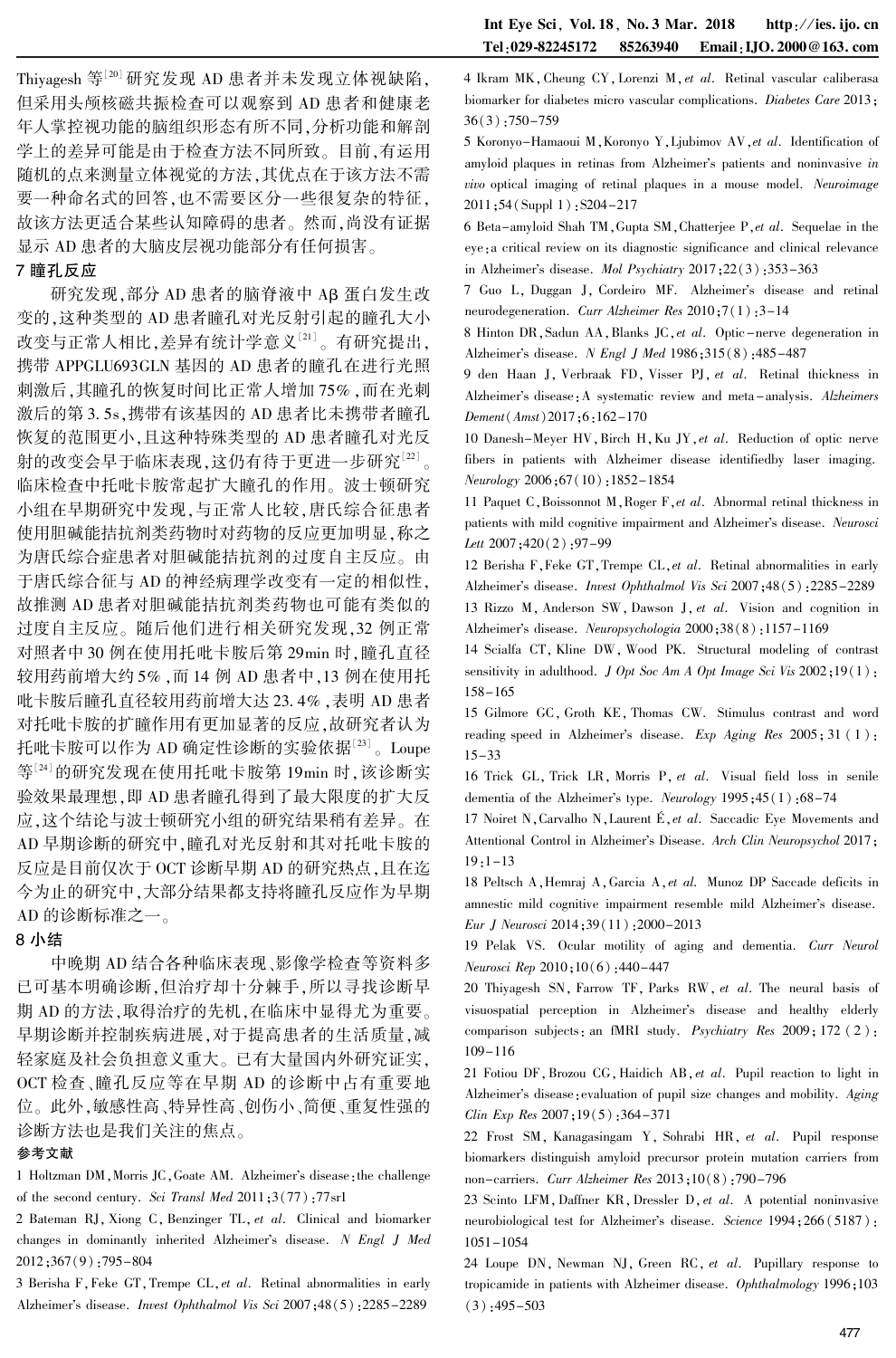Thiyagesh 等[20]研究发现 AD 患者并未发现立体视缺陷，但采用头颅核磁共振检查可以观察到 AD 患者和健康老年人掌控视功能的脑组织形态有所不同，分析功能和解剖学上的差异可能是由于检查方法不同所致。目前，有运用随机的点来测量立体视觉的方法，其优点在于该方法不需要一种命名式的回答，也不需要区分一些很复杂的特征，故该方法更适合某些认知障碍的患者。然而，尚没有证据显示 AD 患者的大脑皮层视功能部分有任何损害。

## 7 瞳孔反应

研究发现，部分 AD 患者的脑脊液中 Aβ 蛋白发生改变的，这种类型的 AD 患者瞳孔对光反射引起的瞳孔大小改变与正常人相比，差异有统计学意义[21]。有研究提出，携带 APPGLU693GLN 基因的 AD 患者的瞳孔在进行光照刺激后，其瞳孔的恢复时间比正常人增加 75%，而在光刺激后的第 3.5s，携带有该基因的 AD 患者比未携带者瞳孔恢复的范围更小，且这种特殊类型的 AD 患者瞳孔对光反射的改变会早于临床表现，这仍有待于更进一步研究[22]。临床检查中托吡卡胺常起扩大瞳孔的作用。波士顿研究小组在早期研究中发现，与正常人比较，唐氏综合征患者使用胆碱能拮抗剂类药物时对药物的反应更加明显，称之为唐氏综合症患者对胆碱能拮抗剂的过度自主反应。由于唐氏综合征与 AD 的神经病理学改变有一定的相似性，故推测 AD 患者对胆碱能拮抗剂类药物也可能有类似的过度自主反应。随后他们进行相关研究发现，32 例正常对照者中 30 例在使用托吡卡胺后第 29min 时，瞳孔直径较用药前增大约 5%，而 14 例 AD 患者中，13 例在使用托吡卡胺后瞳孔直径较用药前增大达 23.4%，表明 AD 患者对托吡卡胺的扩瞳作用有更加显著的反应，故研究者认为托吡卡胺可以作为 AD 确定性诊断的实验依据[23]。Loupe 等[24]的研究发现在使用托吡卡胺第 19min 时，该诊断实验效果最理想，即 AD 患者瞳孔得到了最大限度的扩大反应，这个结论与波士顿研究小组的研究结果稍有差异。在 AD 早期诊断的研究中，瞳孔对光反射和其对托吡卡胺的反应是目前仅次于 OCT 诊断早期 AD 的研究热点，且在迄今为止的研究中，大部分结果都支持将瞳孔反应作为早期 AD 的诊断标准之一。

## 8 小结

中晚期 AD 结合各种临床表现、影像学检查等资料多已可基本明确诊断，但治疗却十分棘手，所以寻找诊断早期 AD 的方法，取得治疗的先机，在临床中显得尤为重要。早期诊断并控制疾病进展，对于提高患者的生活质量，减轻家庭及社会负担意义重大。已有大量国内外研究证实，OCT 检查、瞳孔反应等在早期 AD 的诊断中占有重要地位。此外，敏感性高、特异性高、创伤小、简便、重复性强的诊断方法也是我们关注的焦点。

## 参考文献

1 Holtzman DM, Morris JC, Goate AM. Alzheimer's disease: the challenge of the second century. *Sci Transl Med* 2011;3(77):77sr1

2 Bateman RJ, Xiong C, Benzinger TL, *et al*. Clinical and biomarker changes in dominantly inherited Alzheimer's disease. *N Engl J Med* 2012;367(9):795-804

3 Berisha F, Feke GT, Trempe CL, *et al*. Retinal abnormalities in early Alzheimer's disease. *Invest Ophthalmol Vis Sci* 2007;48(5):2285-2289

4 Ikram MK, Cheung CY, Lorenzi M, *et al*. Retinal vascular caliberasa biomarker for diabetes micro vascular complications. *Diabetes Care* 2013;36(3):750-759

5 Koronyo-Hamaoui M, Koronyo Y, Ljubimov AV, *et al*. Identification of amyloid plaques in retinas from Alzheimer's patients and noninvasive *in vivo* optical imaging of retinal plaques in a mouse model. *Neuroimage* 2011;54(Suppl 1):S204-217

6 Beta-amyloid Shah TM, Gupta SM, Chatterjee P, *et al*. Sequelae in the eye: a critical review on its diagnostic significance and clinical relevance in Alzheimer's disease. *Mol Psychiatry* 2017;22(3):353-363

7 Guo L, Duggan J, Cordeiro MF. Alzheimer's disease and retinal neurodegeneration. *Curr Alzheimer Res* 2010;7(1):3-14

8 Hinton DR, Sadun AA, Blanks JC, *et al*. Optic-nerve degeneration in Alzheimer's disease. *N Engl J Med* 1986;315(8):485-487

9 den Haan J, Verbraak FD, Visser PJ, *et al*. Retinal thickness in Alzheimer's disease: A systematic review and meta-analysis. *Alzheimers Dement (Amst)* 2017;6:162-170

10 Danesh-Meyer HV, Birch H, Ku JY, *et al*. Reduction of optic nerve fibers in patients with Alzheimer disease identifiedby laser imaging. *Neurology* 2006;67(10):1852-1854

11 Paquet C, Boissonnot M, Roger F, *et al*. Abnormal retinal thickness in patients with mild cognitive impairment and Alzheimer's disease. *Neurosci Lett* 2007;420(2):97-99

12 Berisha F, Feke GT, Trempe CL, *et al*. Retinal abnormalities in early Alzheimer's disease. *Invest Ophthalmol Vis Sci* 2007;48(5):2285-2289

13 Rizzo M, Anderson SW, Dawson J, *et al*. Vision and cognition in Alzheimer's disease. *Neuropsychologia* 2000;38(8):1157-1169

14 Scialfa CT, Kline DW, Wood PK. Structural modeling of contrast sensitivity in adulthood. *J Opt Soc Am A Opt Image Sci Vis* 2002;19(1):158-165

15 Gilmore GC, Groth KE, Thomas CW. Stimulus contrast and word reading speed in Alzheimer's disease. *Exp Aging Res* 2005;31(1):15-33

16 Trick GL, Trick LR, Morris P, *et al*. Visual field loss in senile dementia of the Alzheimer's type. *Neurology* 1995;45(1):68-74

17 Noiret N, Carvalho N, Laurent É, *et al*. Saccadic Eye Movements and Attentional Control in Alzheimer's Disease. *Arch Clin Neuropsychol* 2017;19:1-13

18 Peltsch A, Hemraj A, Garcia A, *et al*. Munoz DP Saccade deficits in amnestic mild cognitive impairment resemble mild Alzheimer's disease. *Eur J Neurosci* 2014;39(11):2000-2013

19 Pelak VS. Ocular motility of aging and dementia. *Curr Neurol Neurosci Rep* 2010;10(6):440-447

20 Thiyagesh SN, Farrow TF, Parks RW, *et al*. The neural basis of visuospatial perception in Alzheimer's disease and healthy elderly comparison subjects: an fMRI study. *Psychiatry Res* 2009;172(2):109-116

21 Fotiou DF, Brozou CG, Haidich AB, *et al*. Pupil reaction to light in Alzheimer's disease: evaluation of pupil size changes and mobility. *Aging Clin Exp Res* 2007;19(5):364-371

22 Frost SM, Kanagasingam Y, Sohrabi HR, *et al*. Pupil response biomarkers distinguish amyloid precursor protein mutation carriers from non-carriers. *Curr Alzheimer Res* 2013;10(8):790-796

23 Scinto LFM, Daffner KR, Dressler D, *et al*. A potential noninvasive neurobiological test for Alzheimer's disease. *Science* 1994;266(5187):1051-1054

24 Loupe DN, Newman NJ, Green RC, *et al*. Pupillary response to tropicamide in patients with Alzheimer disease. *Ophthalmology* 1996;103(3):495-503